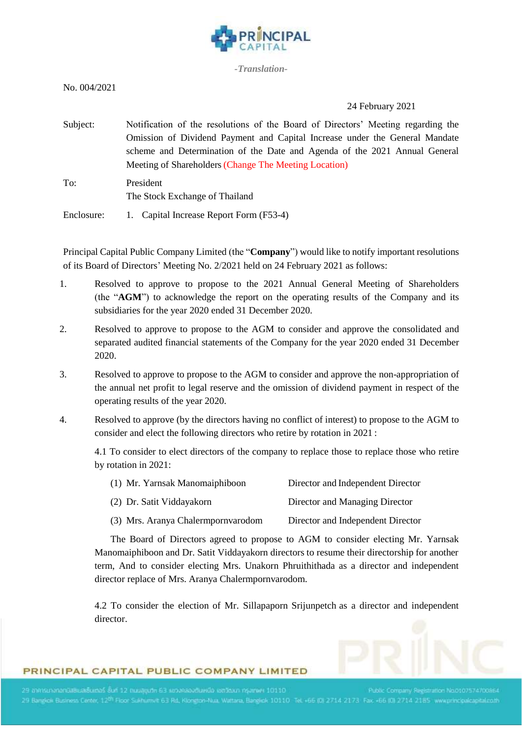*-Translation-*

No. 004/2021

24 February 2021

Subject: Notification of the resolutions of the Board of Directors' Meeting regarding the Omission of Dividend Payment and Capital Increase under the General Mandate scheme and Determination of the Date and Agenda of the 2021 Annual General Meeting of Shareholders (Change The Meeting Location)

To: President
The Stock Exchange of Thailand

Enclosure: 1. Capital Increase Report Form (F53-4)

Principal Capital Public Company Limited (the "**Company**") would like to notify important resolutions of its Board of Directors' Meeting No. 2/2021 held on 24 February 2021 as follows:

1. Resolved to approve to propose to the 2021 Annual General Meeting of Shareholders (the "**AGM**") to acknowledge the report on the operating results of the Company and its subsidiaries for the year 2020 ended 31 December 2020.

2. Resolved to approve to propose to the AGM to consider and approve the consolidated and separated audited financial statements of the Company for the year 2020 ended 31 December 2020.

3. Resolved to approve to propose to the AGM to consider and approve the non-appropriation of the annual net profit to legal reserve and the omission of dividend payment in respect of the operating results of the year 2020.

4. Resolved to approve (by the directors having no conflict of interest) to propose to the AGM to consider and elect the following directors who retire by rotation in 2021 :

   4.1 To consider to elect directors of the company to replace those to replace those who retire by rotation in 2021:

   (1) Mr. Yarnsak Manomaiphiboon — Director and Independent Director

   (2) Dr. Satit Viddayakorn — Director and Managing Director

   (3) Mrs. Aranya Chalermpornvarodom — Director and Independent Director

   The Board of Directors agreed to propose to AGM to consider electing Mr. Yarnsak Manomaiphiboon and Dr. Satit Viddayakorn directors to resume their directorship for another term, And to consider electing Mrs. Unakorn Phruiththada as a director and independent director replace of Mrs. Aranya Chalermpornvarodom.

   4.2 To consider the election of Mr. Sillapaporn Srijunpetch as a director and independent director.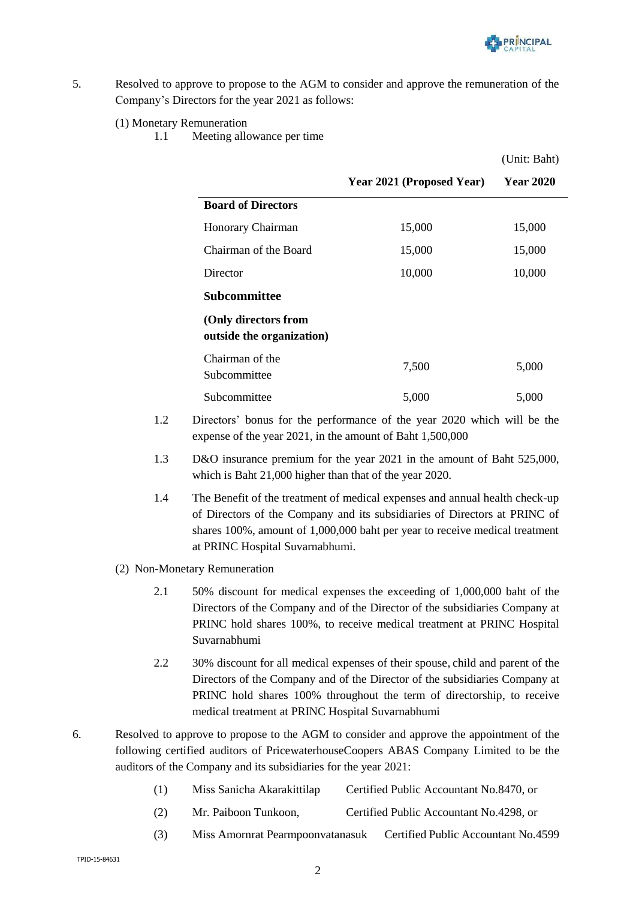5. Resolved to approve to propose to the AGM to consider and approve the remuneration of the Company's Directors for the year 2021 as follows:

(1) Monetary Remuneration

1.1 Meeting allowance per time

(Unit: Baht)

| | Year 2021 (Proposed Year) | Year 2020 |
|---|---|---|
| **Board of Directors** | | |
| Honorary Chairman | 15,000 | 15,000 |
| Chairman of the Board | 15,000 | 15,000 |
| Director | 10,000 | 10,000 |
| **Subcommittee** | | |
| **(Only directors from outside the organization)** | | |
| Chairman of the Subcommittee | 7,500 | 5,000 |
| Subcommittee | 5,000 | 5,000 |

1.2 Directors' bonus for the performance of the year 2020 which will be the expense of the year 2021, in the amount of Baht 1,500,000

1.3 D&O insurance premium for the year 2021 in the amount of Baht 525,000, which is Baht 21,000 higher than that of the year 2020.

1.4 The Benefit of the treatment of medical expenses and annual health check-up of Directors of the Company and its subsidiaries of Directors at PRINC of shares 100%, amount of 1,000,000 baht per year to receive medical treatment at PRINC Hospital Suvarnabhumi.

(2) Non-Monetary Remuneration

2.1 50% discount for medical expenses the exceeding of 1,000,000 baht of the Directors of the Company and of the Director of the subsidiaries Company at PRINC hold shares 100%, to receive medical treatment at PRINC Hospital Suvarnabhumi

2.2 30% discount for all medical expenses of their spouse, child and parent of the Directors of the Company and of the Director of the subsidiaries Company at PRINC hold shares 100% throughout the term of directorship, to receive medical treatment at PRINC Hospital Suvarnabhumi

6. Resolved to approve to propose to the AGM to consider and approve the appointment of the following certified auditors of PricewaterhouseCoopers ABAS Company Limited to be the auditors of the Company and its subsidiaries for the year 2021:

(1) Miss Sanicha Akarakittilap Certified Public Accountant No.8470, or

(2) Mr. Paiboon Tunkoon, Certified Public Accountant No.4298, or

(3) Miss Amornrat Pearmpoonvatanasuk Certified Public Accountant No.4599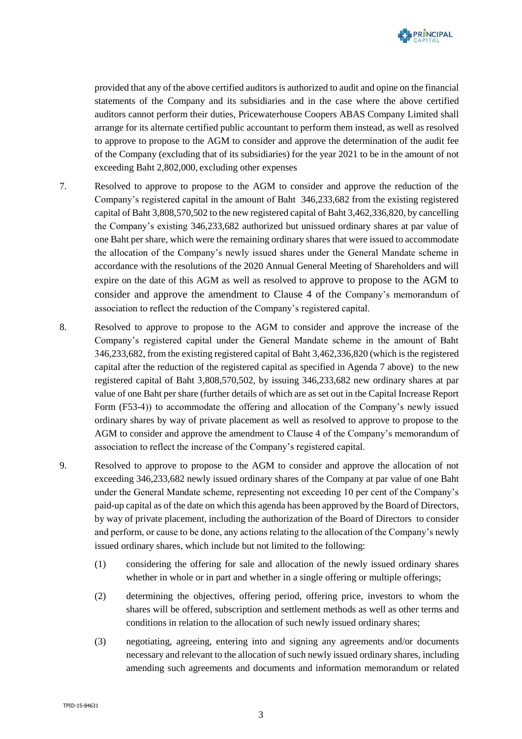provided that any of the above certified auditors is authorized to audit and opine on the financial statements of the Company and its subsidiaries and in the case where the above certified auditors cannot perform their duties, Pricewaterhouse Coopers ABAS Company Limited shall arrange for its alternate certified public accountant to perform them instead, as well as resolved to approve to propose to the AGM to consider and approve the determination of the audit fee of the Company (excluding that of its subsidiaries) for the year 2021 to be in the amount of not exceeding Baht 2,802,000, excluding other expenses

7. Resolved to approve to propose to the AGM to consider and approve the reduction of the Company's registered capital in the amount of Baht 346,233,682 from the existing registered capital of Baht 3,808,570,502 to the new registered capital of Baht 3,462,336,820, by cancelling the Company's existing 346,233,682 authorized but unissued ordinary shares at par value of one Baht per share, which were the remaining ordinary shares that were issued to accommodate the allocation of the Company's newly issued shares under the General Mandate scheme in accordance with the resolutions of the 2020 Annual General Meeting of Shareholders and will expire on the date of this AGM as well as resolved to approve to propose to the AGM to consider and approve the amendment to Clause 4 of the Company's memorandum of association to reflect the reduction of the Company's registered capital.

8. Resolved to approve to propose to the AGM to consider and approve the increase of the Company's registered capital under the General Mandate scheme in the amount of Baht 346,233,682, from the existing registered capital of Baht 3,462,336,820 (which is the registered capital after the reduction of the registered capital as specified in Agenda 7 above) to the new registered capital of Baht 3,808,570,502, by issuing 346,233,682 new ordinary shares at par value of one Baht per share (further details of which are as set out in the Capital Increase Report Form (F53-4)) to accommodate the offering and allocation of the Company's newly issued ordinary shares by way of private placement as well as resolved to approve to propose to the AGM to consider and approve the amendment to Clause 4 of the Company's memorandum of association to reflect the increase of the Company's registered capital.

9. Resolved to approve to propose to the AGM to consider and approve the allocation of not exceeding 346,233,682 newly issued ordinary shares of the Company at par value of one Baht under the General Mandate scheme, representing not exceeding 10 per cent of the Company's paid-up capital as of the date on which this agenda has been approved by the Board of Directors, by way of private placement, including the authorization of the Board of Directors to consider and perform, or cause to be done, any actions relating to the allocation of the Company's newly issued ordinary shares, which include but not limited to the following:

   (1) considering the offering for sale and allocation of the newly issued ordinary shares whether in whole or in part and whether in a single offering or multiple offerings;

   (2) determining the objectives, offering period, offering price, investors to whom the shares will be offered, subscription and settlement methods as well as other terms and conditions in relation to the allocation of such newly issued ordinary shares;

   (3) negotiating, agreeing, entering into and signing any agreements and/or documents necessary and relevant to the allocation of such newly issued ordinary shares, including amending such agreements and documents and information memorandum or related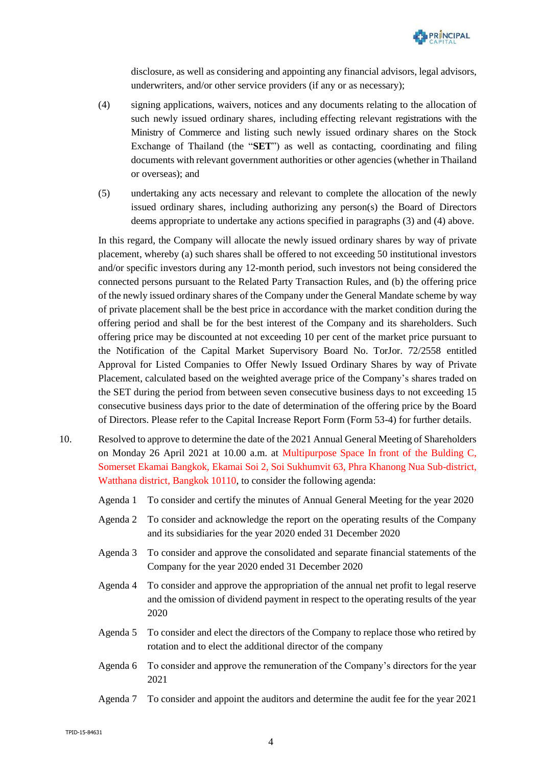disclosure, as well as considering and appointing any financial advisors, legal advisors, underwriters, and/or other service providers (if any or as necessary);

(4) signing applications, waivers, notices and any documents relating to the allocation of such newly issued ordinary shares, including effecting relevant registrations with the Ministry of Commerce and listing such newly issued ordinary shares on the Stock Exchange of Thailand (the "**SET**") as well as contacting, coordinating and filing documents with relevant government authorities or other agencies (whether in Thailand or overseas); and

(5) undertaking any acts necessary and relevant to complete the allocation of the newly issued ordinary shares, including authorizing any person(s) the Board of Directors deems appropriate to undertake any actions specified in paragraphs (3) and (4) above.

In this regard, the Company will allocate the newly issued ordinary shares by way of private placement, whereby (a) such shares shall be offered to not exceeding 50 institutional investors and/or specific investors during any 12-month period, such investors not being considered the connected persons pursuant to the Related Party Transaction Rules, and (b) the offering price of the newly issued ordinary shares of the Company under the General Mandate scheme by way of private placement shall be the best price in accordance with the market condition during the offering period and shall be for the best interest of the Company and its shareholders. Such offering price may be discounted at not exceeding 10 per cent of the market price pursuant to the Notification of the Capital Market Supervisory Board No. TorJor. 72/2558 entitled Approval for Listed Companies to Offer Newly Issued Ordinary Shares by way of Private Placement, calculated based on the weighted average price of the Company's shares traded on the SET during the period from between seven consecutive business days to not exceeding 15 consecutive business days prior to the date of determination of the offering price by the Board of Directors. Please refer to the Capital Increase Report Form (Form 53-4) for further details.

10. Resolved to approve to determine the date of the 2021 Annual General Meeting of Shareholders on Monday 26 April 2021 at 10.00 a.m. at Multipurpose Space In front of the Bulding C, Somerset Ekamai Bangkok, Ekamai Soi 2, Soi Sukhumvit 63, Phra Khanong Nua Sub-district, Watthana district, Bangkok 10110, to consider the following agenda:

Agenda 1 To consider and certify the minutes of Annual General Meeting for the year 2020

Agenda 2 To consider and acknowledge the report on the operating results of the Company and its subsidiaries for the year 2020 ended 31 December 2020

Agenda 3 To consider and approve the consolidated and separate financial statements of the Company for the year 2020 ended 31 December 2020

Agenda 4 To consider and approve the appropriation of the annual net profit to legal reserve and the omission of dividend payment in respect to the operating results of the year 2020

Agenda 5 To consider and elect the directors of the Company to replace those who retired by rotation and to elect the additional director of the company

Agenda 6 To consider and approve the remuneration of the Company's directors for the year 2021

Agenda 7 To consider and appoint the auditors and determine the audit fee for the year 2021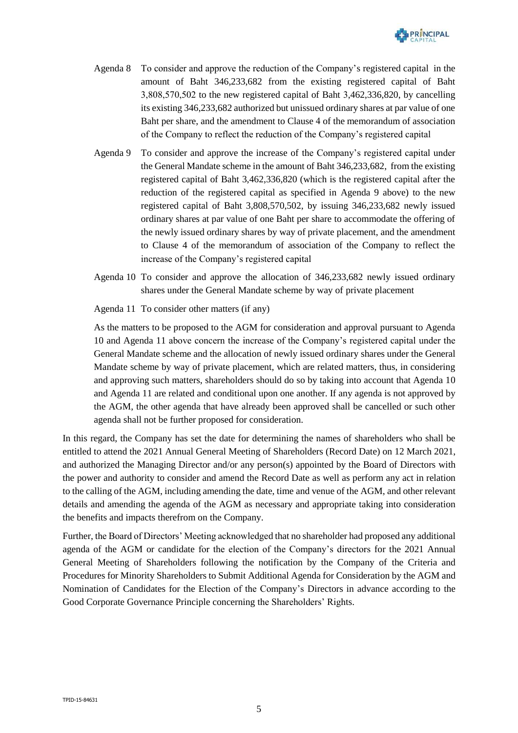Agenda 8 To consider and approve the reduction of the Company's registered capital in the amount of Baht 346,233,682 from the existing registered capital of Baht 3,808,570,502 to the new registered capital of Baht 3,462,336,820, by cancelling its existing 346,233,682 authorized but unissued ordinary shares at par value of one Baht per share, and the amendment to Clause 4 of the memorandum of association of the Company to reflect the reduction of the Company's registered capital

Agenda 9 To consider and approve the increase of the Company's registered capital under the General Mandate scheme in the amount of Baht 346,233,682, from the existing registered capital of Baht 3,462,336,820 (which is the registered capital after the reduction of the registered capital as specified in Agenda 9 above) to the new registered capital of Baht 3,808,570,502, by issuing 346,233,682 newly issued ordinary shares at par value of one Baht per share to accommodate the offering of the newly issued ordinary shares by way of private placement, and the amendment to Clause 4 of the memorandum of association of the Company to reflect the increase of the Company's registered capital

Agenda 10 To consider and approve the allocation of 346,233,682 newly issued ordinary shares under the General Mandate scheme by way of private placement

Agenda 11 To consider other matters (if any)

As the matters to be proposed to the AGM for consideration and approval pursuant to Agenda 10 and Agenda 11 above concern the increase of the Company's registered capital under the General Mandate scheme and the allocation of newly issued ordinary shares under the General Mandate scheme by way of private placement, which are related matters, thus, in considering and approving such matters, shareholders should do so by taking into account that Agenda 10 and Agenda 11 are related and conditional upon one another. If any agenda is not approved by the AGM, the other agenda that have already been approved shall be cancelled or such other agenda shall not be further proposed for consideration.

In this regard, the Company has set the date for determining the names of shareholders who shall be entitled to attend the 2021 Annual General Meeting of Shareholders (Record Date) on 12 March 2021, and authorized the Managing Director and/or any person(s) appointed by the Board of Directors with the power and authority to consider and amend the Record Date as well as perform any act in relation to the calling of the AGM, including amending the date, time and venue of the AGM, and other relevant details and amending the agenda of the AGM as necessary and appropriate taking into consideration the benefits and impacts therefrom on the Company.

Further, the Board of Directors' Meeting acknowledged that no shareholder had proposed any additional agenda of the AGM or candidate for the election of the Company's directors for the 2021 Annual General Meeting of Shareholders following the notification by the Company of the Criteria and Procedures for Minority Shareholders to Submit Additional Agenda for Consideration by the AGM and Nomination of Candidates for the Election of the Company's Directors in advance according to the Good Corporate Governance Principle concerning the Shareholders' Rights.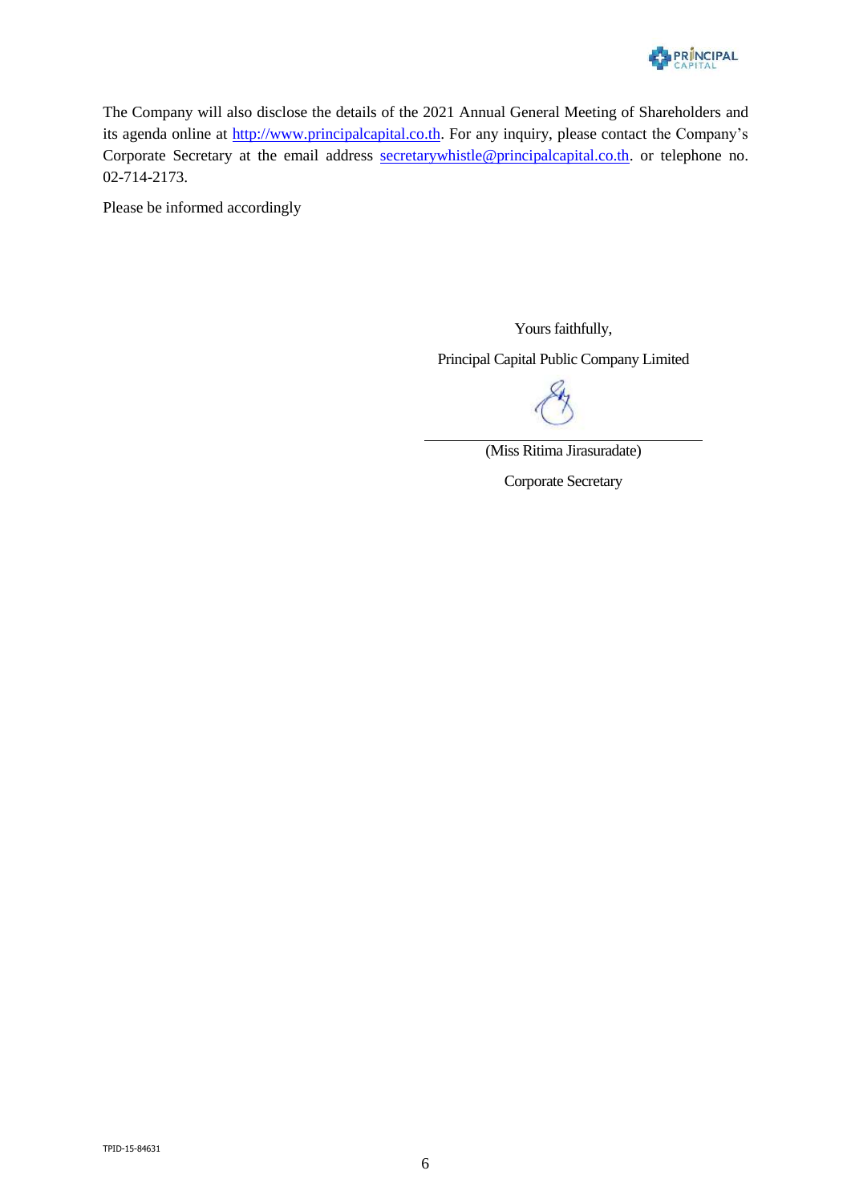The Company will also disclose the details of the 2021 Annual General Meeting of Shareholders and its agenda online at http://www.principalcapital.co.th. For any inquiry, please contact the Company's Corporate Secretary at the email address secretarywhistle@principalcapital.co.th. or telephone no. 02-714-2173.

Please be informed accordingly

Yours faithfully,

Principal Capital Public Company Limited

(Miss Ritima Jirasuradate)

Corporate Secretary

TPID-15-84631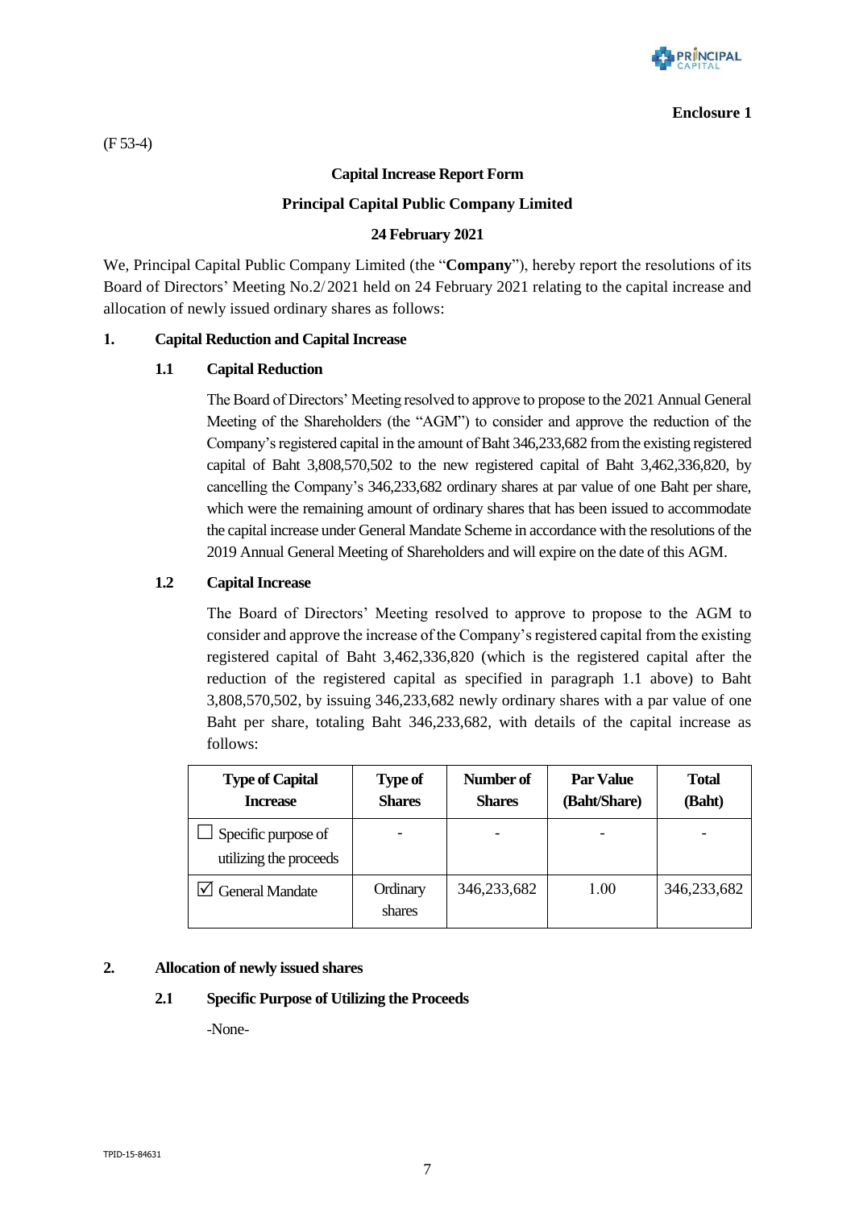**Enclosure 1**

(F 53-4)

**Capital Increase Report Form**

**Principal Capital Public Company Limited**

**24 February 2021**

We, Principal Capital Public Company Limited (the "**Company**"), hereby report the resolutions of its Board of Directors' Meeting No.2/2021 held on 24 February 2021 relating to the capital increase and allocation of newly issued ordinary shares as follows:

## 1. Capital Reduction and Capital Increase

### 1.1 Capital Reduction

The Board of Directors' Meeting resolved to approve to propose to the 2021 Annual General Meeting of the Shareholders (the "AGM") to consider and approve the reduction of the Company's registered capital in the amount of Baht 346,233,682 from the existing registered capital of Baht 3,808,570,502 to the new registered capital of Baht 3,462,336,820, by cancelling the Company's 346,233,682 ordinary shares at par value of one Baht per share, which were the remaining amount of ordinary shares that has been issued to accommodate the capital increase under General Mandate Scheme in accordance with the resolutions of the 2019 Annual General Meeting of Shareholders and will expire on the date of this AGM.

### 1.2 Capital Increase

The Board of Directors' Meeting resolved to approve to propose to the AGM to consider and approve the increase of the Company's registered capital from the existing registered capital of Baht 3,462,336,820 (which is the registered capital after the reduction of the registered capital as specified in paragraph 1.1 above) to Baht 3,808,570,502, by issuing 346,233,682 newly ordinary shares with a par value of one Baht per share, totaling Baht 346,233,682, with details of the capital increase as follows:

| Type of Capital Increase | Type of Shares | Number of Shares | Par Value (Baht/Share) | Total (Baht) |
|---|---|---|---|---|
| ☐ Specific purpose of utilizing the proceeds | - | - | - | - |
| ☑ General Mandate | Ordinary shares | 346,233,682 | 1.00 | 346,233,682 |

## 2. Allocation of newly issued shares

### 2.1 Specific Purpose of Utilizing the Proceeds

-None-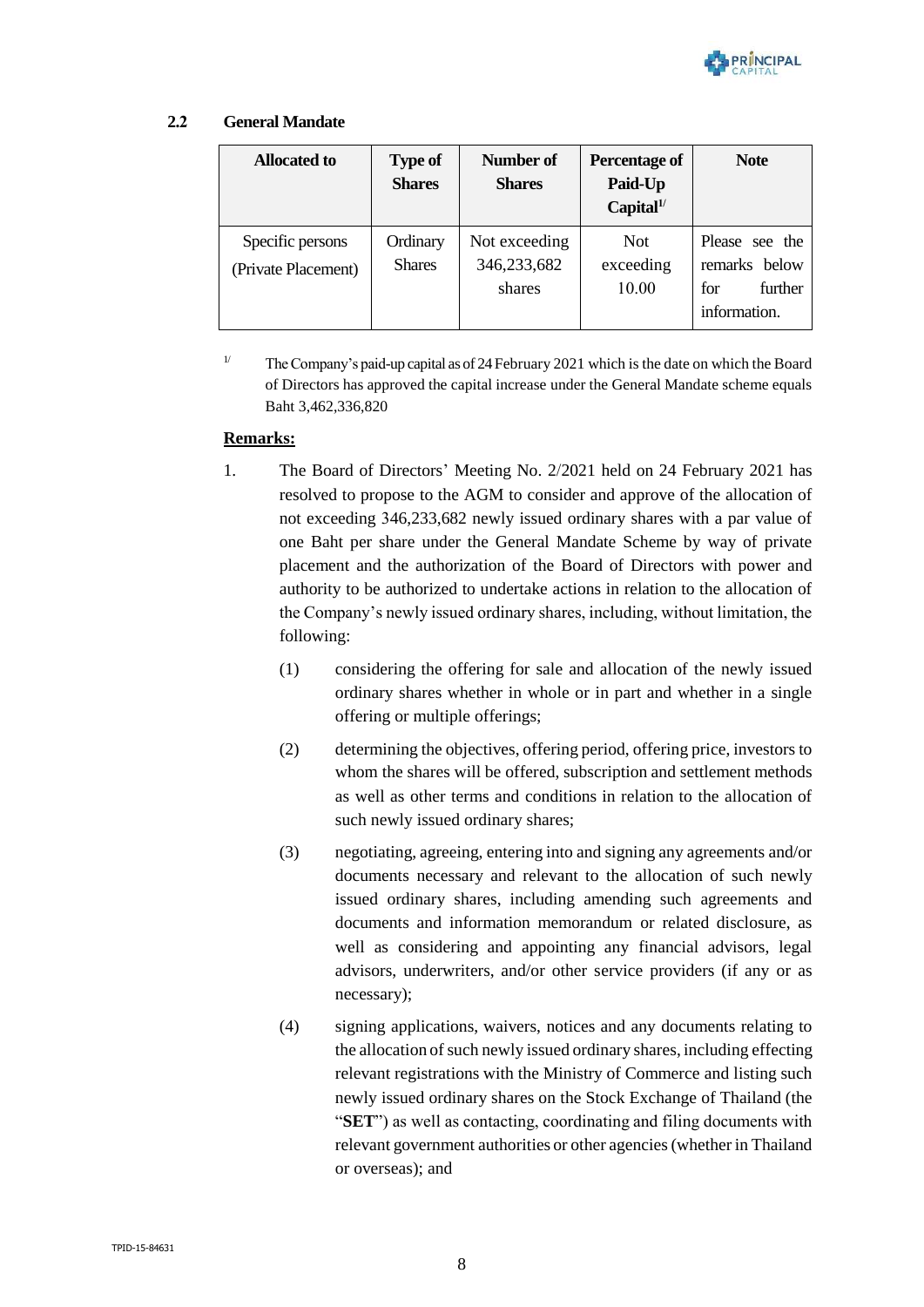### 2.2 General Mandate

| Allocated to | Type of Shares | Number of Shares | Percentage of Paid-Up Capital[1/] | Note |
|---|---|---|---|---|
| Specific persons (Private Placement) | Ordinary Shares | Not exceeding 346,233,682 shares | Not exceeding 10.00 | Please see the remarks below for further information. |

[1/] The Company's paid-up capital as of 24 February 2021 which is the date on which the Board of Directors has approved the capital increase under the General Mandate scheme equals Baht 3,462,336,820

**Remarks:**

1. The Board of Directors' Meeting No. 2/2021 held on 24 February 2021 has resolved to propose to the AGM to consider and approve of the allocation of not exceeding 346,233,682 newly issued ordinary shares with a par value of one Baht per share under the General Mandate Scheme by way of private placement and the authorization of the Board of Directors with power and authority to be authorized to undertake actions in relation to the allocation of the Company's newly issued ordinary shares, including, without limitation, the following:

   (1) considering the offering for sale and allocation of the newly issued ordinary shares whether in whole or in part and whether in a single offering or multiple offerings;

   (2) determining the objectives, offering period, offering price, investors to whom the shares will be offered, subscription and settlement methods as well as other terms and conditions in relation to the allocation of such newly issued ordinary shares;

   (3) negotiating, agreeing, entering into and signing any agreements and/or documents necessary and relevant to the allocation of such newly issued ordinary shares, including amending such agreements and documents and information memorandum or related disclosure, as well as considering and appointing any financial advisors, legal advisors, underwriters, and/or other service providers (if any or as necessary);

   (4) signing applications, waivers, notices and any documents relating to the allocation of such newly issued ordinary shares, including effecting relevant registrations with the Ministry of Commerce and listing such newly issued ordinary shares on the Stock Exchange of Thailand (the "**SET**") as well as contacting, coordinating and filing documents with relevant government authorities or other agencies (whether in Thailand or overseas); and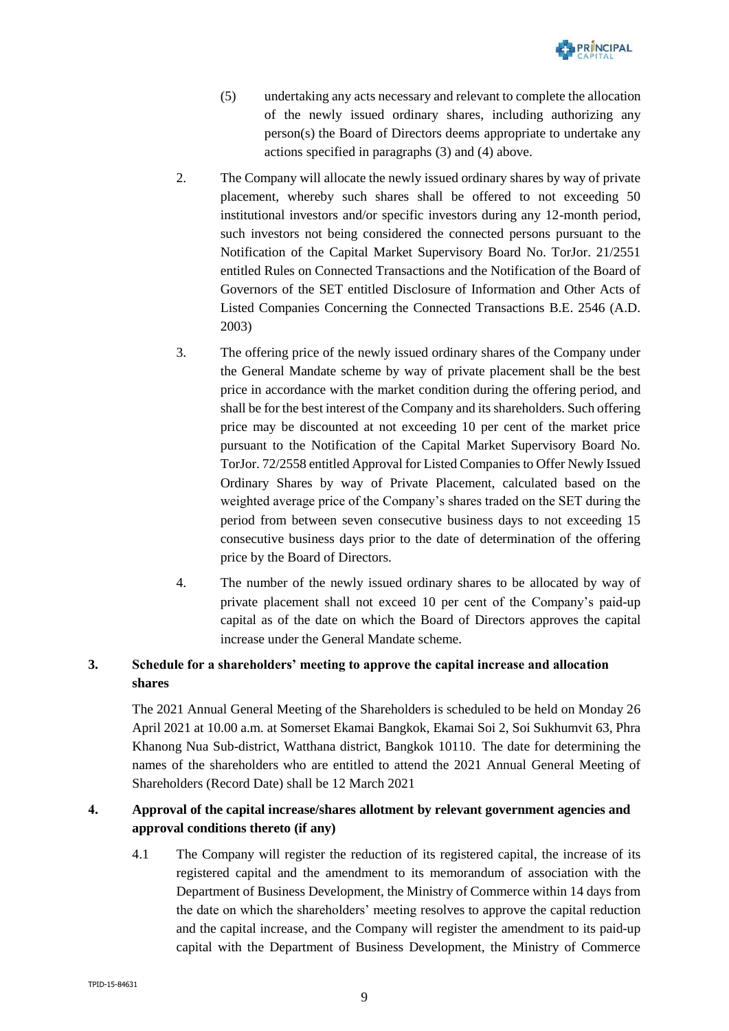(5) undertaking any acts necessary and relevant to complete the allocation of the newly issued ordinary shares, including authorizing any person(s) the Board of Directors deems appropriate to undertake any actions specified in paragraphs (3) and (4) above.

2. The Company will allocate the newly issued ordinary shares by way of private placement, whereby such shares shall be offered to not exceeding 50 institutional investors and/or specific investors during any 12-month period, such investors not being considered the connected persons pursuant to the Notification of the Capital Market Supervisory Board No. TorJor. 21/2551 entitled Rules on Connected Transactions and the Notification of the Board of Governors of the SET entitled Disclosure of Information and Other Acts of Listed Companies Concerning the Connected Transactions B.E. 2546 (A.D. 2003)

3. The offering price of the newly issued ordinary shares of the Company under the General Mandate scheme by way of private placement shall be the best price in accordance with the market condition during the offering period, and shall be for the best interest of the Company and its shareholders. Such offering price may be discounted at not exceeding 10 per cent of the market price pursuant to the Notification of the Capital Market Supervisory Board No. TorJor. 72/2558 entitled Approval for Listed Companies to Offer Newly Issued Ordinary Shares by way of Private Placement, calculated based on the weighted average price of the Company's shares traded on the SET during the period from between seven consecutive business days to not exceeding 15 consecutive business days prior to the date of determination of the offering price by the Board of Directors.

4. The number of the newly issued ordinary shares to be allocated by way of private placement shall not exceed 10 per cent of the Company's paid-up capital as of the date on which the Board of Directors approves the capital increase under the General Mandate scheme.

**3. Schedule for a shareholders' meeting to approve the capital increase and allocation shares**

The 2021 Annual General Meeting of the Shareholders is scheduled to be held on Monday 26 April 2021 at 10.00 a.m. at Somerset Ekamai Bangkok, Ekamai Soi 2, Soi Sukhumvit 63, Phra Khanong Nua Sub-district, Watthana district, Bangkok 10110. The date for determining the names of the shareholders who are entitled to attend the 2021 Annual General Meeting of Shareholders (Record Date) shall be 12 March 2021

**4. Approval of the capital increase/shares allotment by relevant government agencies and approval conditions thereto (if any)**

4.1 The Company will register the reduction of its registered capital, the increase of its registered capital and the amendment to its memorandum of association with the Department of Business Development, the Ministry of Commerce within 14 days from the date on which the shareholders' meeting resolves to approve the capital reduction and the capital increase, and the Company will register the amendment to its paid-up capital with the Department of Business Development, the Ministry of Commerce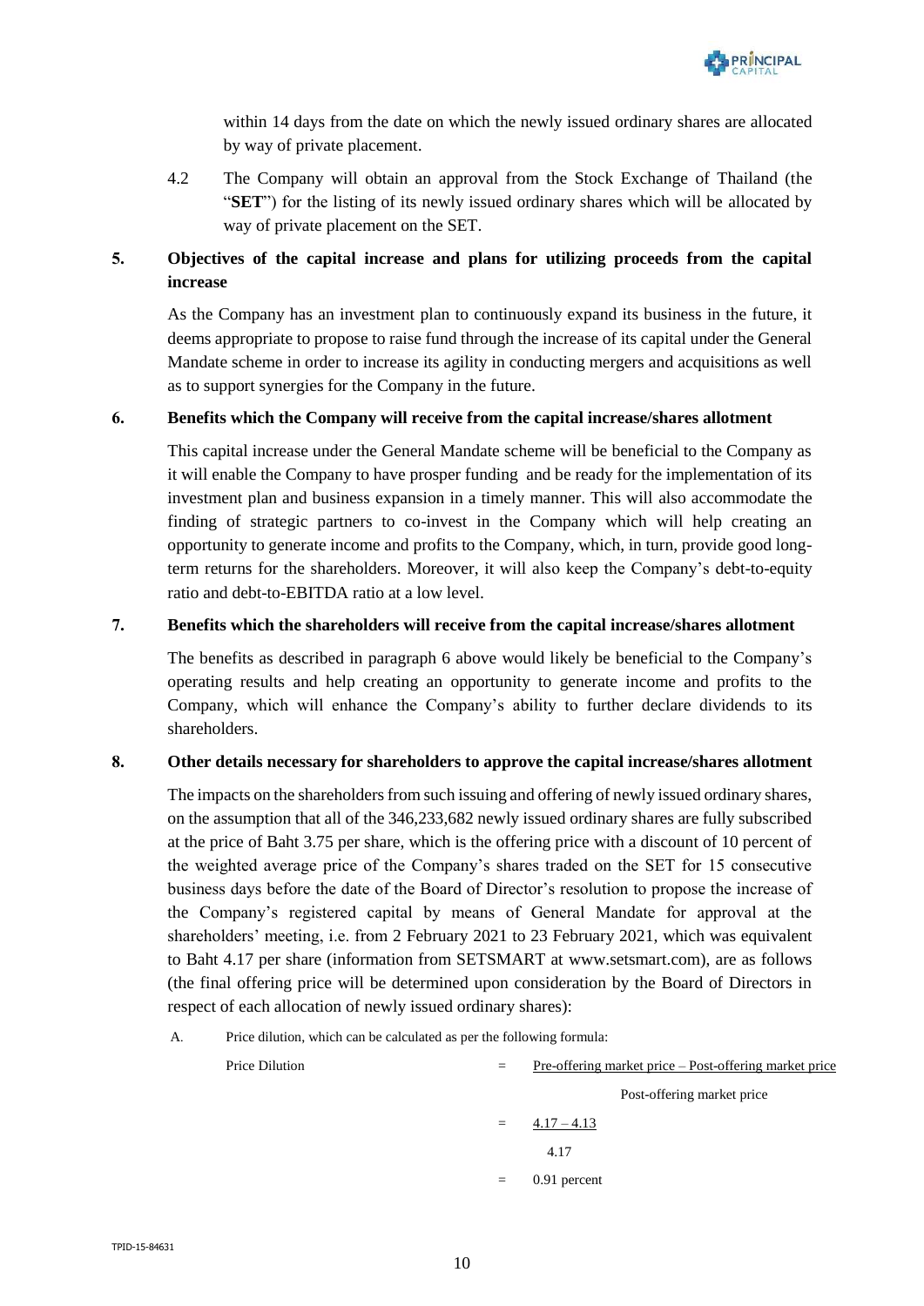within 14 days from the date on which the newly issued ordinary shares are allocated by way of private placement.

4.2 The Company will obtain an approval from the Stock Exchange of Thailand (the "**SET**") for the listing of its newly issued ordinary shares which will be allocated by way of private placement on the SET.

## 5. Objectives of the capital increase and plans for utilizing proceeds from the capital increase

As the Company has an investment plan to continuously expand its business in the future, it deems appropriate to propose to raise fund through the increase of its capital under the General Mandate scheme in order to increase its agility in conducting mergers and acquisitions as well as to support synergies for the Company in the future.

## 6. Benefits which the Company will receive from the capital increase/shares allotment

This capital increase under the General Mandate scheme will be beneficial to the Company as it will enable the Company to have prosper funding and be ready for the implementation of its investment plan and business expansion in a timely manner. This will also accommodate the finding of strategic partners to co-invest in the Company which will help creating an opportunity to generate income and profits to the Company, which, in turn, provide good long-term returns for the shareholders. Moreover, it will also keep the Company's debt-to-equity ratio and debt-to-EBITDA ratio at a low level.

## 7. Benefits which the shareholders will receive from the capital increase/shares allotment

The benefits as described in paragraph 6 above would likely be beneficial to the Company's operating results and help creating an opportunity to generate income and profits to the Company, which will enhance the Company's ability to further declare dividends to its shareholders.

## 8. Other details necessary for shareholders to approve the capital increase/shares allotment

The impacts on the shareholders from such issuing and offering of newly issued ordinary shares, on the assumption that all of the 346,233,682 newly issued ordinary shares are fully subscribed at the price of Baht 3.75 per share, which is the offering price with a discount of 10 percent of the weighted average price of the Company's shares traded on the SET for 15 consecutive business days before the date of the Board of Director's resolution to propose the increase of the Company's registered capital by means of General Mandate for approval at the shareholders' meeting, i.e. from 2 February 2021 to 23 February 2021, which was equivalent to Baht 4.17 per share (information from SETSMART at www.setsmart.com), are as follows (the final offering price will be determined upon consideration by the Board of Directors in respect of each allocation of newly issued ordinary shares):

A. Price dilution, which can be calculated as per the following formula:

$$\text{Price Dilution} = \frac{\text{Pre-offering market price} - \text{Post-offering market price}}{\text{Post-offering market price}}$$

$$= \frac{4.17 - 4.13}{4.17}$$

$$= 0.91 \text{ percent}$$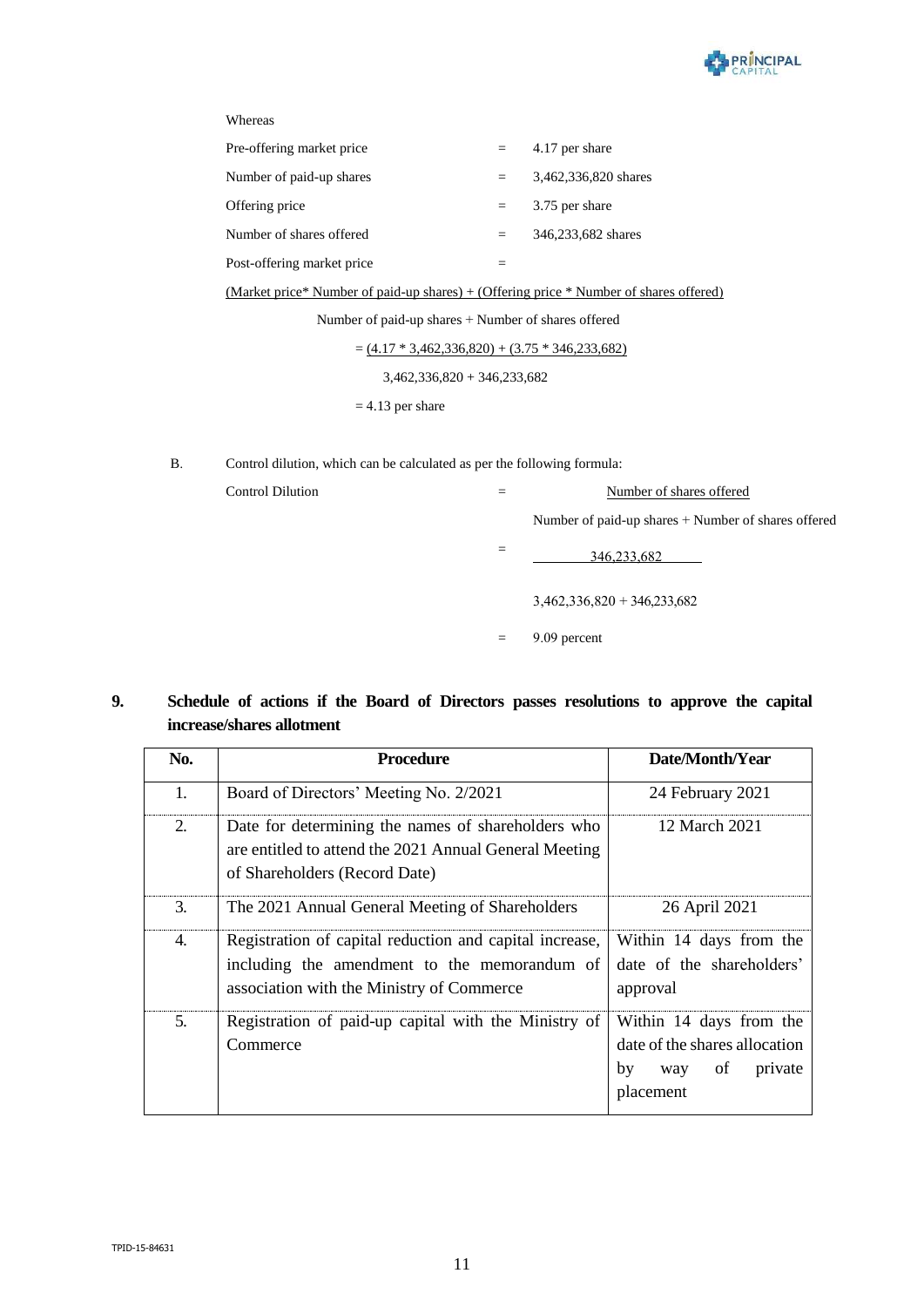Whereas

| | | |
|---|---|---|
| Pre-offering market price | = | 4.17 per share |
| Number of paid-up shares | = | 3,462,336,820 shares |
| Offering price | = | 3.75 per share |
| Number of shares offered | = | 346,233,682 shares |
| Post-offering market price | = | |

$$\frac{\text{(Market price* Number of paid-up shares) + (Offering price * Number of shares offered)}}{\text{Number of paid-up shares + Number of shares offered}}$$

$$= \frac{(4.17 * 3{,}462{,}336{,}820) + (3.75 * 346{,}233{,}682)}{3{,}462{,}336{,}820 + 346{,}233{,}682}$$

$= 4.13$ per share

B. Control dilution, which can be calculated as per the following formula:

$$\text{Control Dilution} = \frac{\text{Number of shares offered}}{\text{Number of paid-up shares + Number of shares offered}}$$

$$= \frac{346{,}233{,}682}{3{,}462{,}336{,}820 + 346{,}233{,}682}$$

$= 9.09$ percent

## 9. Schedule of actions if the Board of Directors passes resolutions to approve the capital increase/shares allotment

| No. | Procedure | Date/Month/Year |
|---|---|---|
| 1. | Board of Directors' Meeting No. 2/2021 | 24 February 2021 |
| 2. | Date for determining the names of shareholders who are entitled to attend the 2021 Annual General Meeting of Shareholders (Record Date) | 12 March 2021 |
| 3. | The 2021 Annual General Meeting of Shareholders | 26 April 2021 |
| 4. | Registration of capital reduction and capital increase, including the amendment to the memorandum of association with the Ministry of Commerce | Within 14 days from the date of the shareholders' approval |
| 5. | Registration of paid-up capital with the Ministry of Commerce | Within 14 days from the date of the shares allocation by way of private placement |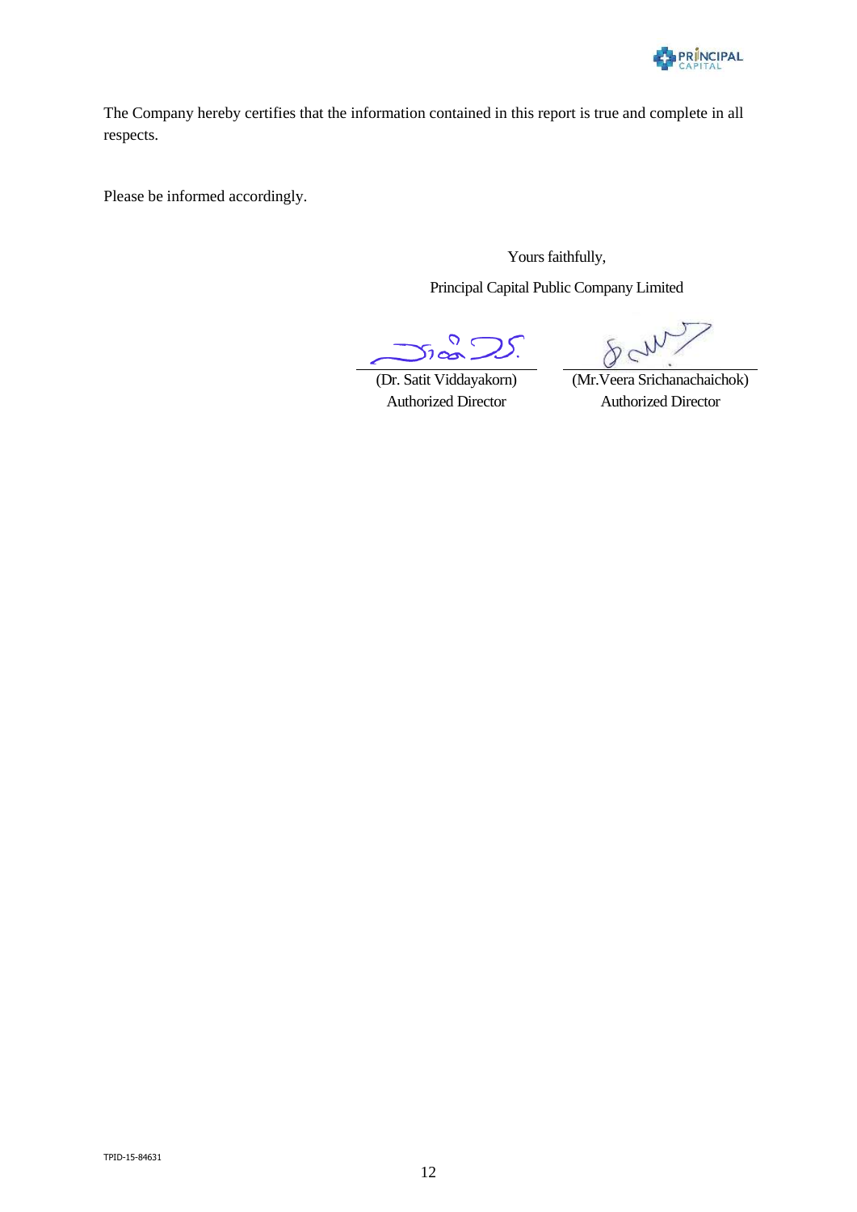The Company hereby certifies that the information contained in this report is true and complete in all respects.

Please be informed accordingly.

Yours faithfully,

Principal Capital Public Company Limited

| | |
|---|---|
| (Dr. Satit Viddayakorn) | (Mr.Veera Srichanachaichok) |
| Authorized Director | Authorized Director |

TPID-15-84631